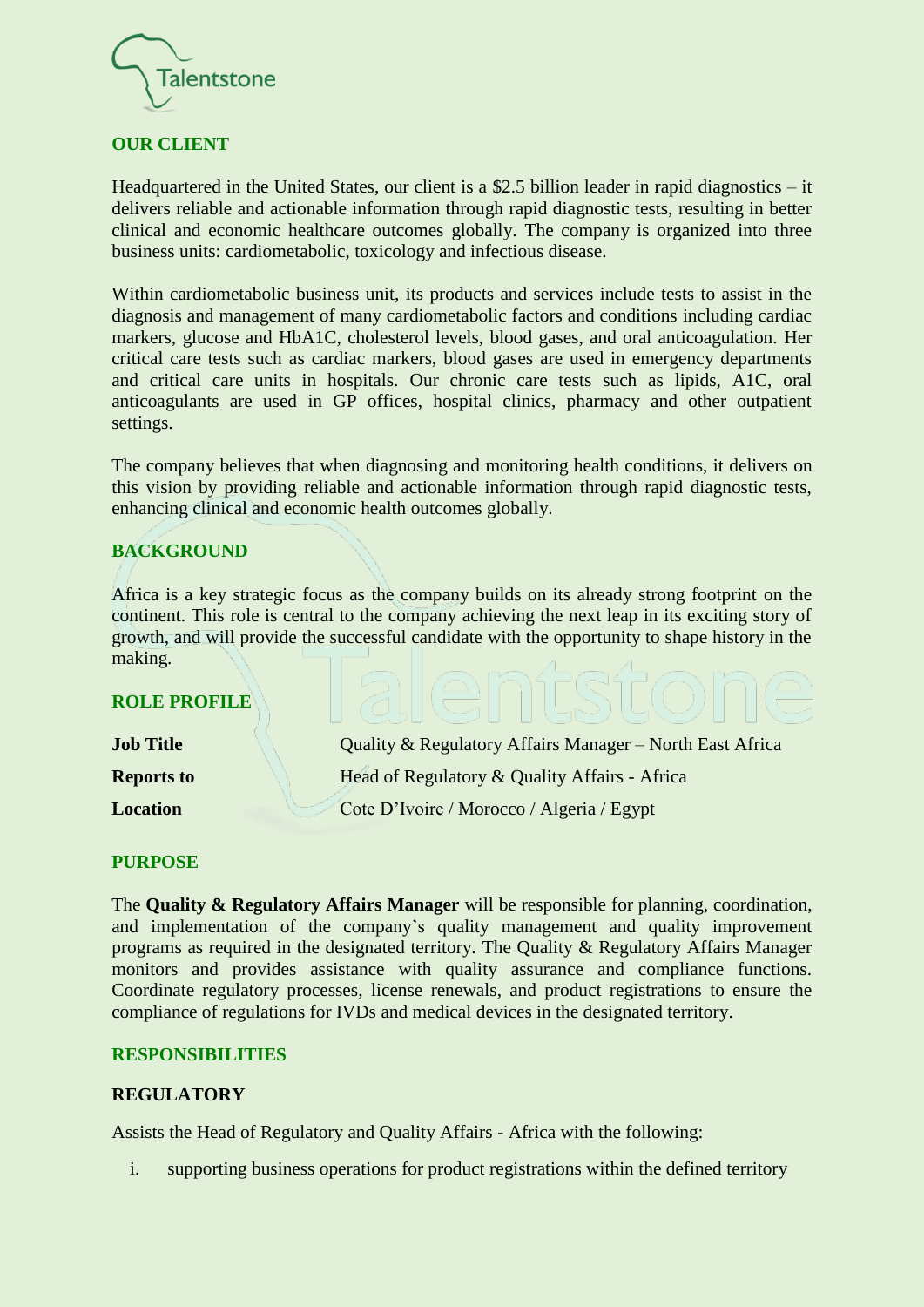## OUR CLIENT

Headquartered in the United States, our client is a $2.5 billion leader in rapid diagnostics – it delivers reliable and actionable information through rapid diagnostic tests, resulting in better clinical and economic healthcare outcomes globally. The company is organized into three business units: cardiometabolic, toxicology and infectious disease.

Within cardiometabolic business unit, its products and services include tests to assist in the diagnosis and management of many cardiometabolic factors and conditions including cardiac markers, glucose and HbA1C, cholesterol levels, blood gases, and oral anticoagulation. Her critical care tests such as cardiac markers, blood gases are used in emergency departments and critical care units in hospitals. Our chronic care tests such as lipids, A1C, oral anticoagulants are used in GP offices, hospital clinics, pharmacy and other outpatient settings.

The company believes that when diagnosing and monitoring health conditions, it delivers on this vision by providing reliable and actionable information through rapid diagnostic tests, enhancing clinical and economic health outcomes globally.

## BACKGROUND

Africa is a key strategic focus as the company builds on its already strong footprint on the continent. This role is central to the company achieving the next leap in its exciting story of growth, and will provide the successful candidate with the opportunity to shape history in the making.

## ROLE PROFILE

| | |
|---|---|
| **Job Title** | Quality & Regulatory Affairs Manager – North East Africa |
| **Reports to** | Head of Regulatory & Quality Affairs - Africa |
| **Location** | Cote D'Ivoire / Morocco / Algeria / Egypt |

## PURPOSE

The **Quality & Regulatory Affairs Manager** will be responsible for planning, coordination, and implementation of the company's quality management and quality improvement programs as required in the designated territory. The Quality & Regulatory Affairs Manager monitors and provides assistance with quality assurance and compliance functions. Coordinate regulatory processes, license renewals, and product registrations to ensure the compliance of regulations for IVDs and medical devices in the designated territory.

## RESPONSIBILITIES

### REGULATORY

Assists the Head of Regulatory and Quality Affairs - Africa with the following:

i. supporting business operations for product registrations within the defined territory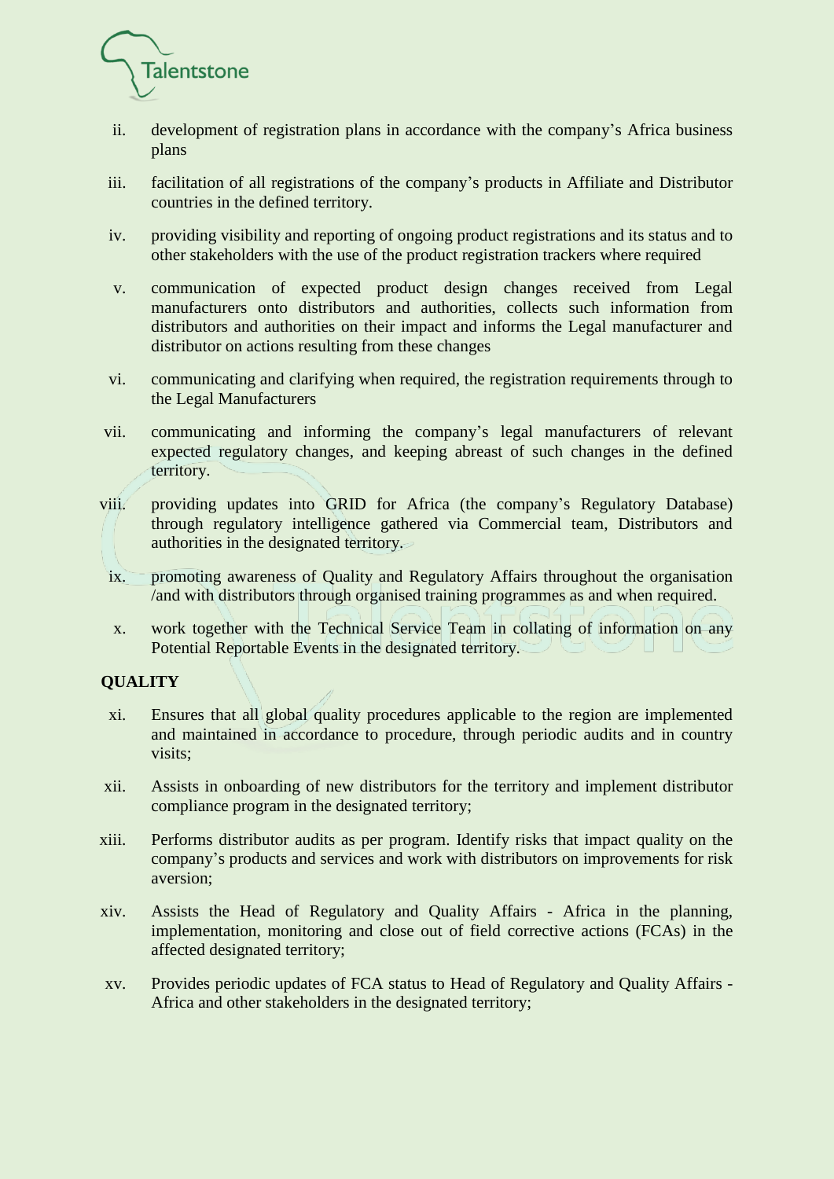ii. development of registration plans in accordance with the company's Africa business plans

iii. facilitation of all registrations of the company's products in Affiliate and Distributor countries in the defined territory.

iv. providing visibility and reporting of ongoing product registrations and its status and to other stakeholders with the use of the product registration trackers where required

v. communication of expected product design changes received from Legal manufacturers onto distributors and authorities, collects such information from distributors and authorities on their impact and informs the Legal manufacturer and distributor on actions resulting from these changes

vi. communicating and clarifying when required, the registration requirements through to the Legal Manufacturers

vii. communicating and informing the company's legal manufacturers of relevant expected regulatory changes, and keeping abreast of such changes in the defined territory.

viii. providing updates into GRID for Africa (the company's Regulatory Database) through regulatory intelligence gathered via Commercial team, Distributors and authorities in the designated territory.

ix. promoting awareness of Quality and Regulatory Affairs throughout the organisation /and with distributors through organised training programmes as and when required.

x. work together with the Technical Service Team in collating of information on any Potential Reportable Events in the designated territory.

**QUALITY**

xi. Ensures that all global quality procedures applicable to the region are implemented and maintained in accordance to procedure, through periodic audits and in country visits;

xii. Assists in onboarding of new distributors for the territory and implement distributor compliance program in the designated territory;

xiii. Performs distributor audits as per program. Identify risks that impact quality on the company's products and services and work with distributors on improvements for risk aversion;

xiv. Assists the Head of Regulatory and Quality Affairs - Africa in the planning, implementation, monitoring and close out of field corrective actions (FCAs) in the affected designated territory;

xv. Provides periodic updates of FCA status to Head of Regulatory and Quality Affairs - Africa and other stakeholders in the designated territory;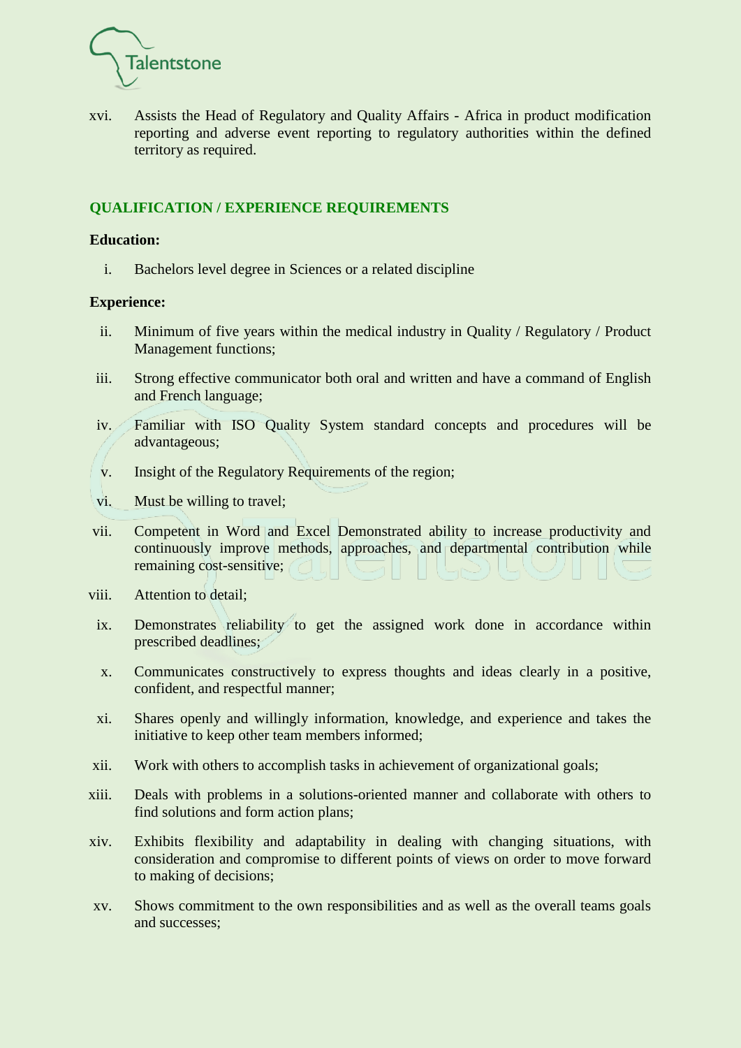xvi. Assists the Head of Regulatory and Quality Affairs - Africa in product modification reporting and adverse event reporting to regulatory authorities within the defined territory as required.

## QUALIFICATION / EXPERIENCE REQUIREMENTS

**Education:**

i. Bachelors level degree in Sciences or a related discipline

**Experience:**

ii. Minimum of five years within the medical industry in Quality / Regulatory / Product Management functions;

iii. Strong effective communicator both oral and written and have a command of English and French language;

iv. Familiar with ISO Quality System standard concepts and procedures will be advantageous;

v. Insight of the Regulatory Requirements of the region;

vi. Must be willing to travel;

vii. Competent in Word and Excel Demonstrated ability to increase productivity and continuously improve methods, approaches, and departmental contribution while remaining cost-sensitive;

viii. Attention to detail;

ix. Demonstrates reliability to get the assigned work done in accordance within prescribed deadlines;

x. Communicates constructively to express thoughts and ideas clearly in a positive, confident, and respectful manner;

xi. Shares openly and willingly information, knowledge, and experience and takes the initiative to keep other team members informed;

xii. Work with others to accomplish tasks in achievement of organizational goals;

xiii. Deals with problems in a solutions-oriented manner and collaborate with others to find solutions and form action plans;

xiv. Exhibits flexibility and adaptability in dealing with changing situations, with consideration and compromise to different points of views on order to move forward to making of decisions;

xv. Shows commitment to the own responsibilities and as well as the overall teams goals and successes;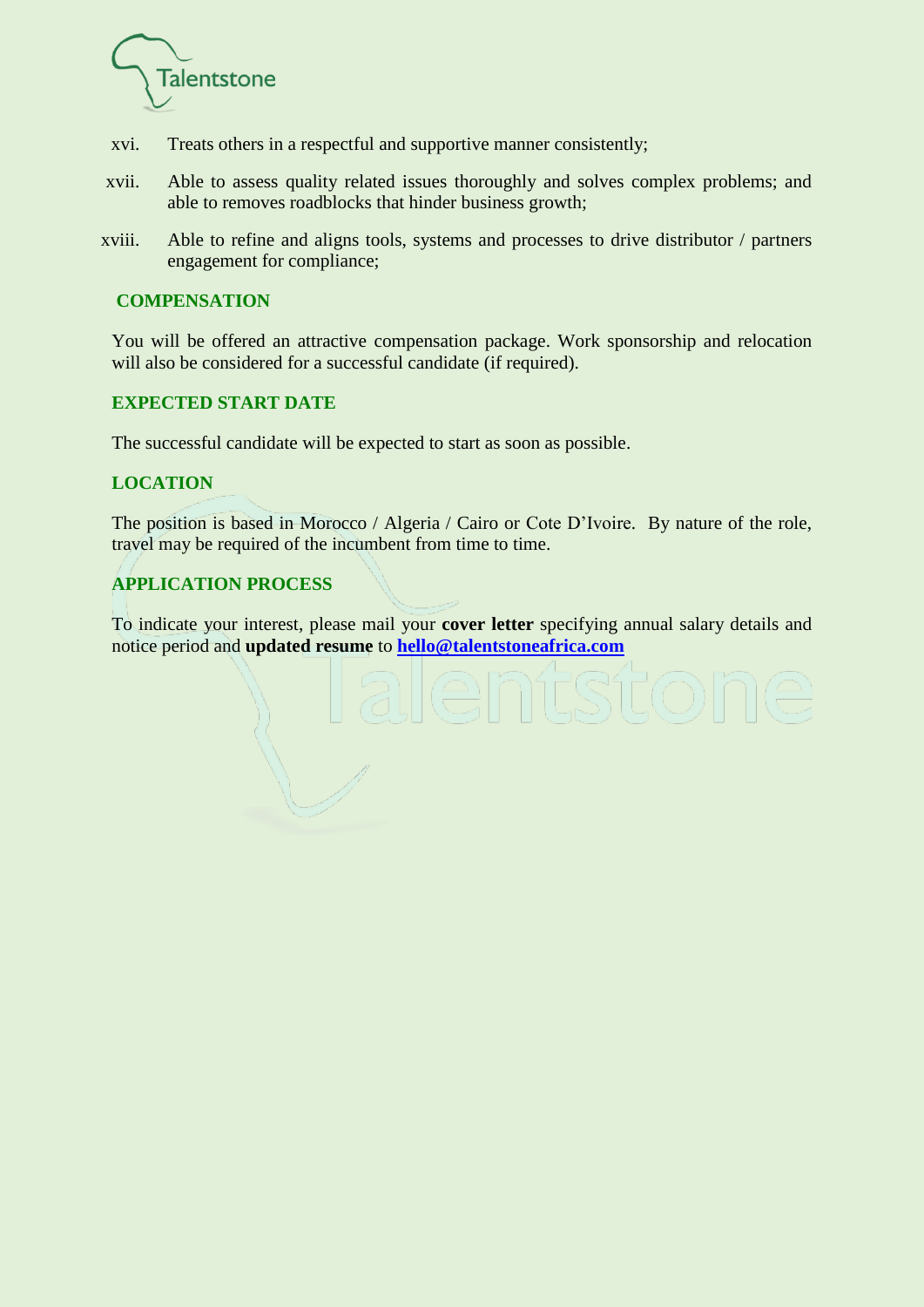xvi. Treats others in a respectful and supportive manner consistently;

xvii. Able to assess quality related issues thoroughly and solves complex problems; and able to removes roadblocks that hinder business growth;

xviii. Able to refine and aligns tools, systems and processes to drive distributor / partners engagement for compliance;

## COMPENSATION

You will be offered an attractive compensation package. Work sponsorship and relocation will also be considered for a successful candidate (if required).

## EXPECTED START DATE

The successful candidate will be expected to start as soon as possible.

## LOCATION

The position is based in Morocco / Algeria / Cairo or Cote D'Ivoire. By nature of the role, travel may be required of the incumbent from time to time.

## APPLICATION PROCESS

To indicate your interest, please mail your **cover letter** specifying annual salary details and notice period and **updated resume** to **hello@talentstoneafrica.com**